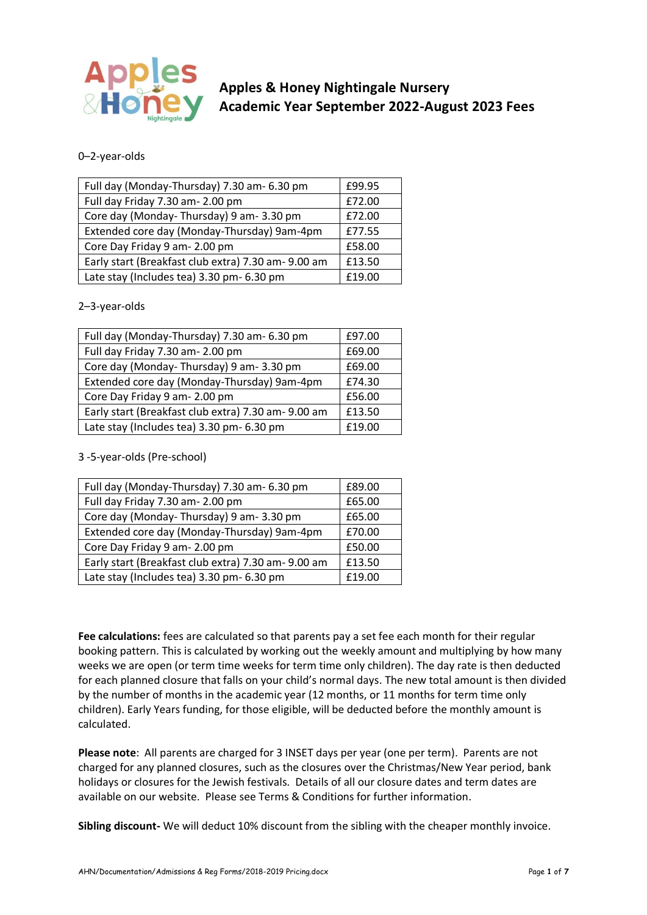# Apples & Honey Nightingale Nursery
## Academic Year September 2022-August 2023 Fees

0–2-year-olds

| Full day (Monday-Thursday) 7.30 am- 6.30 pm | £99.95 |
|---|---|
| Full day Friday 7.30 am- 2.00 pm | £72.00 |
| Core day (Monday- Thursday) 9 am- 3.30 pm | £72.00 |
| Extended core day (Monday-Thursday) 9am-4pm | £77.55 |
| Core Day Friday 9 am- 2.00 pm | £58.00 |
| Early start (Breakfast club extra) 7.30 am- 9.00 am | £13.50 |
| Late stay (Includes tea) 3.30 pm- 6.30 pm | £19.00 |

2–3-year-olds

| Full day (Monday-Thursday) 7.30 am- 6.30 pm | £97.00 |
|---|---|
| Full day Friday 7.30 am- 2.00 pm | £69.00 |
| Core day (Monday- Thursday) 9 am- 3.30 pm | £69.00 |
| Extended core day (Monday-Thursday) 9am-4pm | £74.30 |
| Core Day Friday 9 am- 2.00 pm | £56.00 |
| Early start (Breakfast club extra) 7.30 am- 9.00 am | £13.50 |
| Late stay (Includes tea) 3.30 pm- 6.30 pm | £19.00 |

3 -5-year-olds (Pre-school)

| Full day (Monday-Thursday) 7.30 am- 6.30 pm | £89.00 |
|---|---|
| Full day Friday 7.30 am- 2.00 pm | £65.00 |
| Core day (Monday- Thursday) 9 am- 3.30 pm | £65.00 |
| Extended core day (Monday-Thursday) 9am-4pm | £70.00 |
| Core Day Friday 9 am- 2.00 pm | £50.00 |
| Early start (Breakfast club extra) 7.30 am- 9.00 am | £13.50 |
| Late stay (Includes tea) 3.30 pm- 6.30 pm | £19.00 |

**Fee calculations:** fees are calculated so that parents pay a set fee each month for their regular booking pattern. This is calculated by working out the weekly amount and multiplying by how many weeks we are open (or term time weeks for term time only children). The day rate is then deducted for each planned closure that falls on your child's normal days. The new total amount is then divided by the number of months in the academic year (12 months, or 11 months for term time only children). Early Years funding, for those eligible, will be deducted before the monthly amount is calculated.

**Please note**: All parents are charged for 3 INSET days per year (one per term). Parents are not charged for any planned closures, such as the closures over the Christmas/New Year period, bank holidays or closures for the Jewish festivals. Details of all our closure dates and term dates are available on our website. Please see Terms & Conditions for further information.

**Sibling discount-** We will deduct 10% discount from the sibling with the cheaper monthly invoice.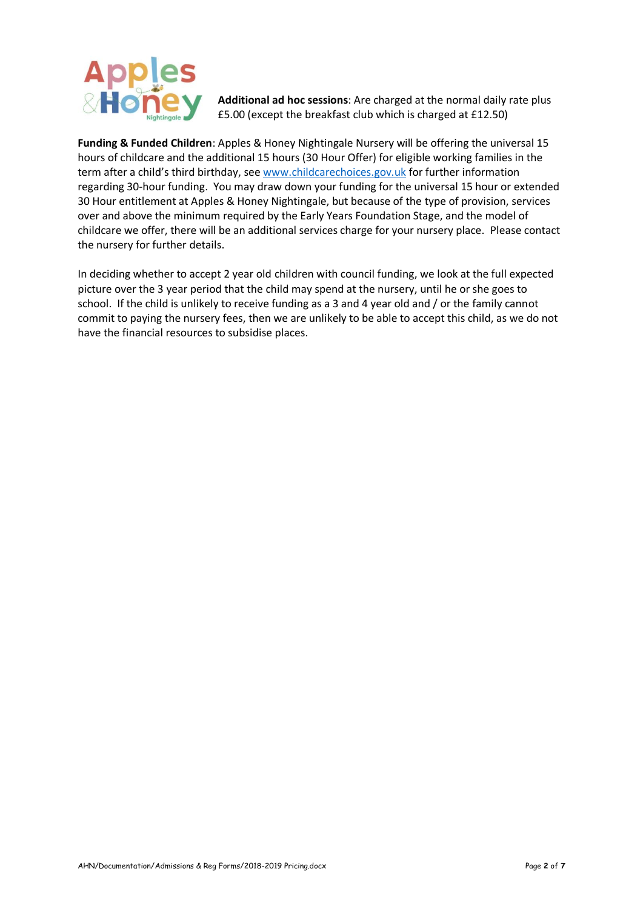**Additional ad hoc sessions**: Are charged at the normal daily rate plus £5.00 (except the breakfast club which is charged at £12.50)

**Funding & Funded Children**: Apples & Honey Nightingale Nursery will be offering the universal 15 hours of childcare and the additional 15 hours (30 Hour Offer) for eligible working families in the term after a child's third birthday, see www.childcarechoices.gov.uk for further information regarding 30-hour funding. You may draw down your funding for the universal 15 hour or extended 30 Hour entitlement at Apples & Honey Nightingale, but because of the type of provision, services over and above the minimum required by the Early Years Foundation Stage, and the model of childcare we offer, there will be an additional services charge for your nursery place. Please contact the nursery for further details.

In deciding whether to accept 2 year old children with council funding, we look at the full expected picture over the 3 year period that the child may spend at the nursery, until he or she goes to school. If the child is unlikely to receive funding as a 3 and 4 year old and / or the family cannot commit to paying the nursery fees, then we are unlikely to be able to accept this child, as we do not have the financial resources to subsidise places.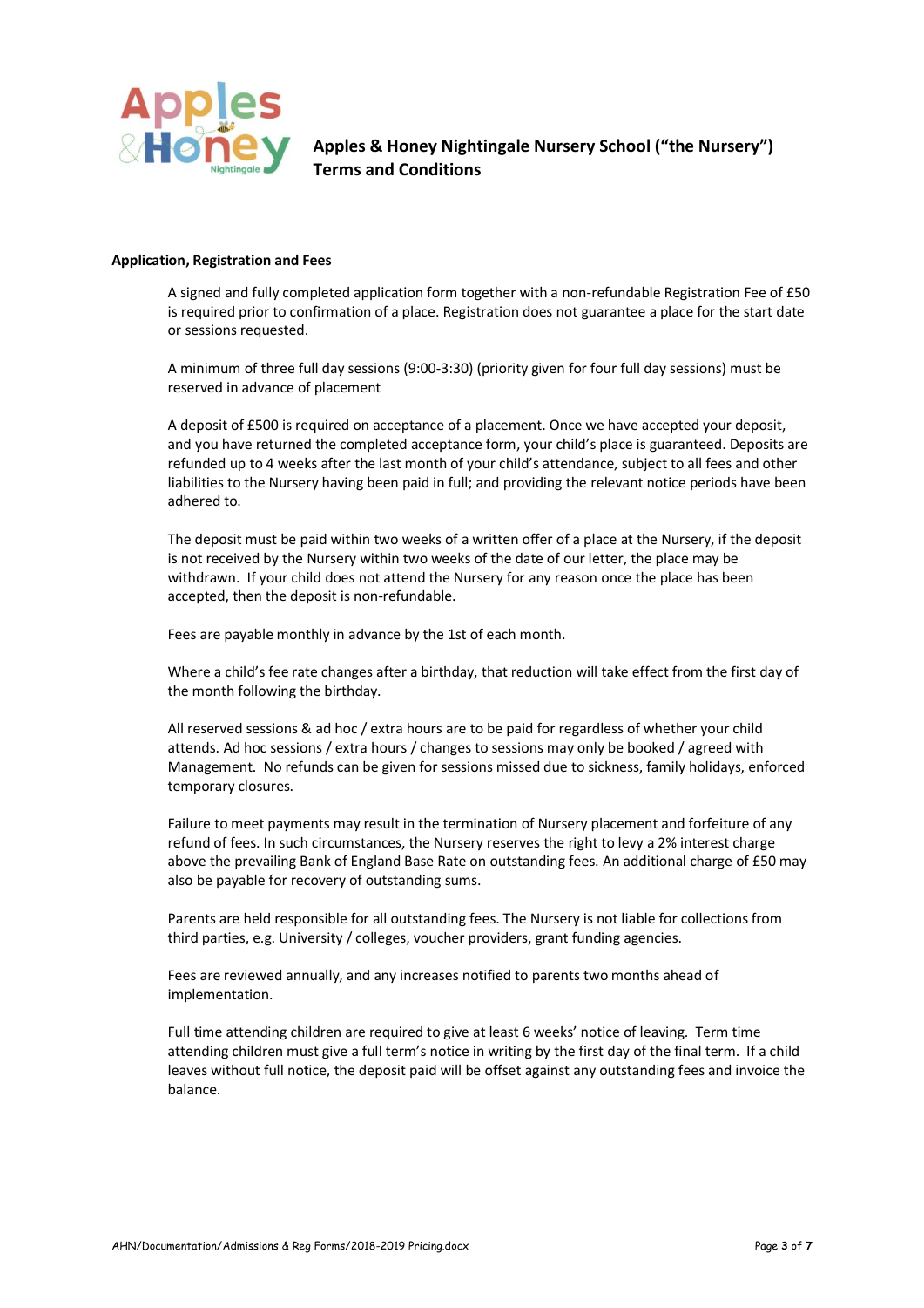**Apples & Honey Nightingale Nursery School ("the Nursery") Terms and Conditions**

**Application, Registration and Fees**

A signed and fully completed application form together with a non-refundable Registration Fee of £50 is required prior to confirmation of a place. Registration does not guarantee a place for the start date or sessions requested.

A minimum of three full day sessions (9:00-3:30) (priority given for four full day sessions) must be reserved in advance of placement

A deposit of £500 is required on acceptance of a placement. Once we have accepted your deposit, and you have returned the completed acceptance form, your child's place is guaranteed. Deposits are refunded up to 4 weeks after the last month of your child's attendance, subject to all fees and other liabilities to the Nursery having been paid in full; and providing the relevant notice periods have been adhered to.

The deposit must be paid within two weeks of a written offer of a place at the Nursery, if the deposit is not received by the Nursery within two weeks of the date of our letter, the place may be withdrawn. If your child does not attend the Nursery for any reason once the place has been accepted, then the deposit is non-refundable.

Fees are payable monthly in advance by the 1st of each month.

Where a child's fee rate changes after a birthday, that reduction will take effect from the first day of the month following the birthday.

All reserved sessions & ad hoc / extra hours are to be paid for regardless of whether your child attends. Ad hoc sessions / extra hours / changes to sessions may only be booked / agreed with Management. No refunds can be given for sessions missed due to sickness, family holidays, enforced temporary closures.

Failure to meet payments may result in the termination of Nursery placement and forfeiture of any refund of fees. In such circumstances, the Nursery reserves the right to levy a 2% interest charge above the prevailing Bank of England Base Rate on outstanding fees. An additional charge of £50 may also be payable for recovery of outstanding sums.

Parents are held responsible for all outstanding fees. The Nursery is not liable for collections from third parties, e.g. University / colleges, voucher providers, grant funding agencies.

Fees are reviewed annually, and any increases notified to parents two months ahead of implementation.

Full time attending children are required to give at least 6 weeks' notice of leaving. Term time attending children must give a full term's notice in writing by the first day of the final term. If a child leaves without full notice, the deposit paid will be offset against any outstanding fees and invoice the balance.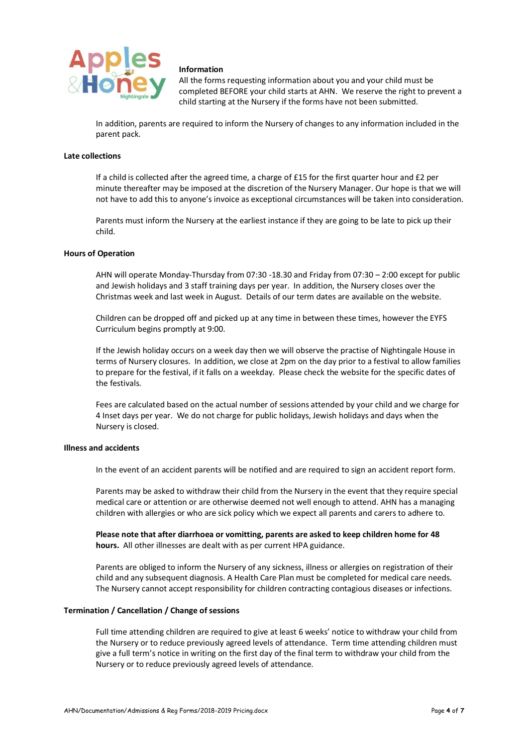**Information**

All the forms requesting information about you and your child must be completed BEFORE your child starts at AHN. We reserve the right to prevent a child starting at the Nursery if the forms have not been submitted.

In addition, parents are required to inform the Nursery of changes to any information included in the parent pack.

**Late collections**

If a child is collected after the agreed time, a charge of £15 for the first quarter hour and £2 per minute thereafter may be imposed at the discretion of the Nursery Manager. Our hope is that we will not have to add this to anyone's invoice as exceptional circumstances will be taken into consideration.

Parents must inform the Nursery at the earliest instance if they are going to be late to pick up their child.

**Hours of Operation**

AHN will operate Monday-Thursday from 07:30 -18.30 and Friday from 07:30 – 2:00 except for public and Jewish holidays and 3 staff training days per year. In addition, the Nursery closes over the Christmas week and last week in August. Details of our term dates are available on the website.

Children can be dropped off and picked up at any time in between these times, however the EYFS Curriculum begins promptly at 9:00.

If the Jewish holiday occurs on a week day then we will observe the practise of Nightingale House in terms of Nursery closures. In addition, we close at 2pm on the day prior to a festival to allow families to prepare for the festival, if it falls on a weekday. Please check the website for the specific dates of the festivals.

Fees are calculated based on the actual number of sessions attended by your child and we charge for 4 Inset days per year. We do not charge for public holidays, Jewish holidays and days when the Nursery is closed.

**Illness and accidents**

In the event of an accident parents will be notified and are required to sign an accident report form.

Parents may be asked to withdraw their child from the Nursery in the event that they require special medical care or attention or are otherwise deemed not well enough to attend. AHN has a managing children with allergies or who are sick policy which we expect all parents and carers to adhere to.

**Please note that after diarrhoea or vomitting, parents are asked to keep children home for 48 hours.** All other illnesses are dealt with as per current HPA guidance.

Parents are obliged to inform the Nursery of any sickness, illness or allergies on registration of their child and any subsequent diagnosis. A Health Care Plan must be completed for medical care needs. The Nursery cannot accept responsibility for children contracting contagious diseases or infections.

**Termination / Cancellation / Change of sessions**

Full time attending children are required to give at least 6 weeks' notice to withdraw your child from the Nursery or to reduce previously agreed levels of attendance. Term time attending children must give a full term's notice in writing on the first day of the final term to withdraw your child from the Nursery or to reduce previously agreed levels of attendance.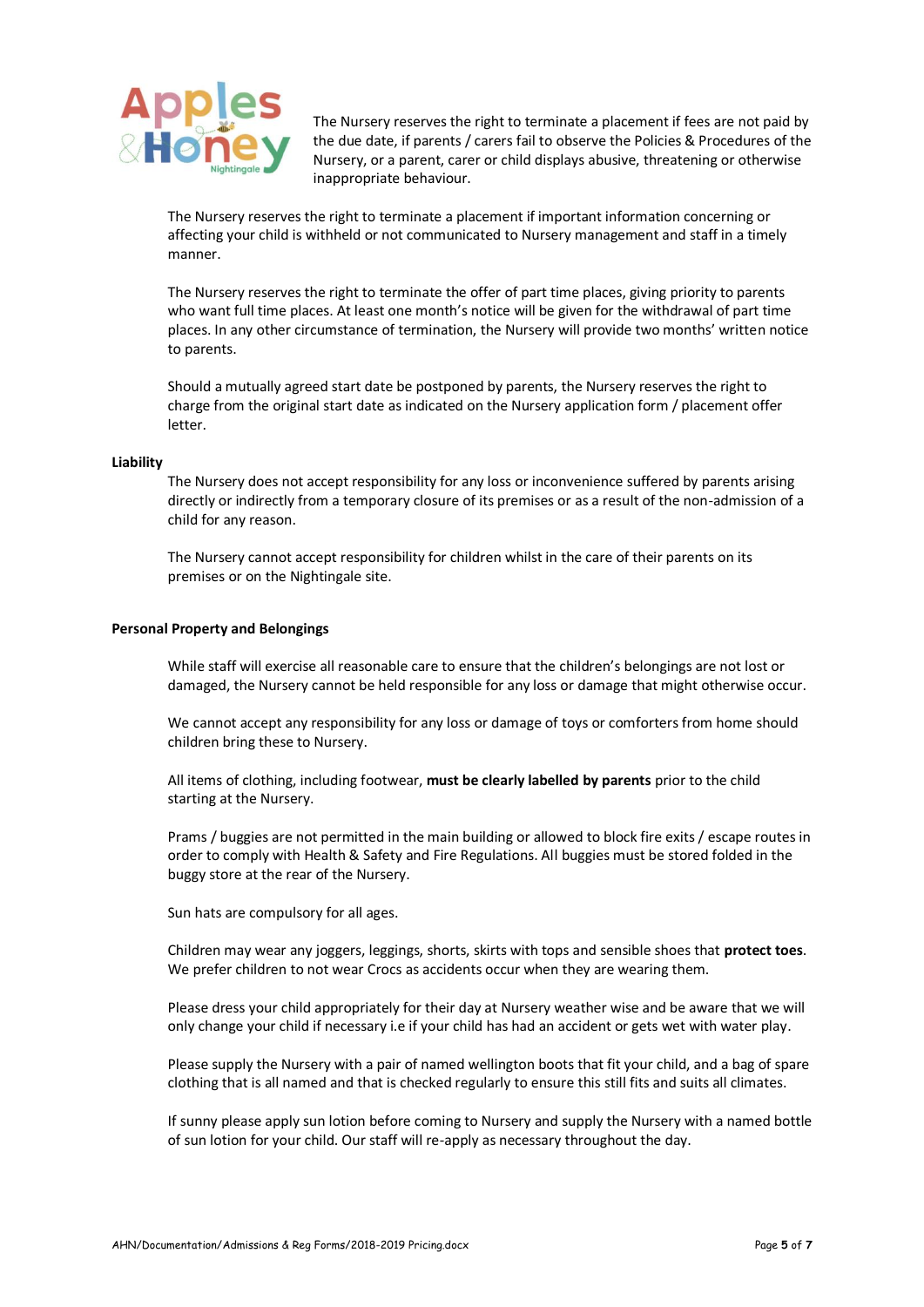The Nursery reserves the right to terminate a placement if fees are not paid by the due date, if parents / carers fail to observe the Policies & Procedures of the Nursery, or a parent, carer or child displays abusive, threatening or otherwise inappropriate behaviour.

The Nursery reserves the right to terminate a placement if important information concerning or affecting your child is withheld or not communicated to Nursery management and staff in a timely manner.

The Nursery reserves the right to terminate the offer of part time places, giving priority to parents who want full time places. At least one month's notice will be given for the withdrawal of part time places. In any other circumstance of termination, the Nursery will provide two months' written notice to parents.

Should a mutually agreed start date be postponed by parents, the Nursery reserves the right to charge from the original start date as indicated on the Nursery application form / placement offer letter.

**Liability**

The Nursery does not accept responsibility for any loss or inconvenience suffered by parents arising directly or indirectly from a temporary closure of its premises or as a result of the non-admission of a child for any reason.

The Nursery cannot accept responsibility for children whilst in the care of their parents on its premises or on the Nightingale site.

**Personal Property and Belongings**

While staff will exercise all reasonable care to ensure that the children's belongings are not lost or damaged, the Nursery cannot be held responsible for any loss or damage that might otherwise occur.

We cannot accept any responsibility for any loss or damage of toys or comforters from home should children bring these to Nursery.

All items of clothing, including footwear, **must be clearly labelled by parents** prior to the child starting at the Nursery.

Prams / buggies are not permitted in the main building or allowed to block fire exits / escape routes in order to comply with Health & Safety and Fire Regulations. All buggies must be stored folded in the buggy store at the rear of the Nursery.

Sun hats are compulsory for all ages.

Children may wear any joggers, leggings, shorts, skirts with tops and sensible shoes that **protect toes**. We prefer children to not wear Crocs as accidents occur when they are wearing them.

Please dress your child appropriately for their day at Nursery weather wise and be aware that we will only change your child if necessary i.e if your child has had an accident or gets wet with water play.

Please supply the Nursery with a pair of named wellington boots that fit your child, and a bag of spare clothing that is all named and that is checked regularly to ensure this still fits and suits all climates.

If sunny please apply sun lotion before coming to Nursery and supply the Nursery with a named bottle of sun lotion for your child. Our staff will re-apply as necessary throughout the day.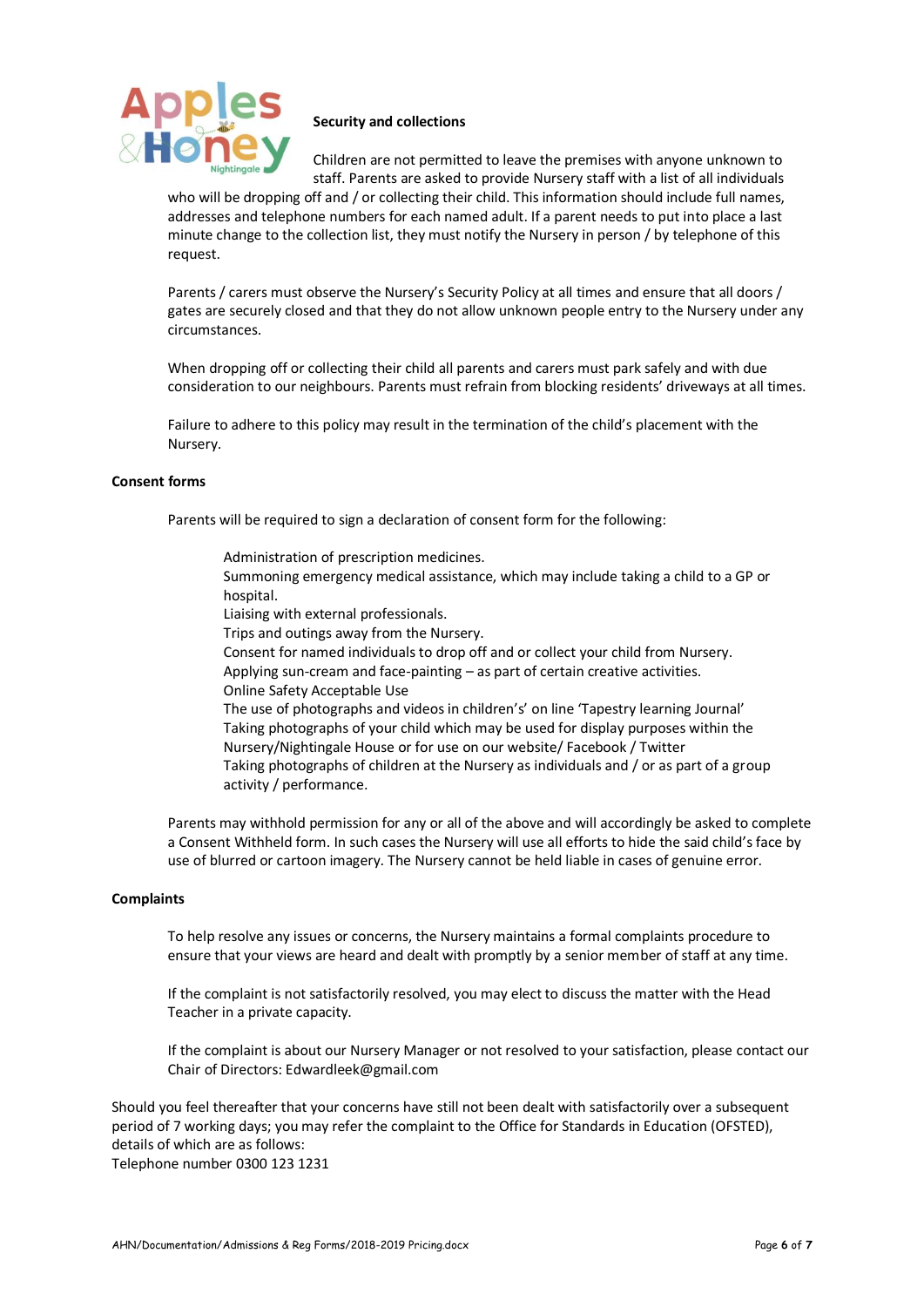**Security and collections**

Children are not permitted to leave the premises with anyone unknown to staff. Parents are asked to provide Nursery staff with a list of all individuals who will be dropping off and / or collecting their child. This information should include full names, addresses and telephone numbers for each named adult. If a parent needs to put into place a last minute change to the collection list, they must notify the Nursery in person / by telephone of this request.

Parents / carers must observe the Nursery's Security Policy at all times and ensure that all doors / gates are securely closed and that they do not allow unknown people entry to the Nursery under any circumstances.

When dropping off or collecting their child all parents and carers must park safely and with due consideration to our neighbours. Parents must refrain from blocking residents' driveways at all times.

Failure to adhere to this policy may result in the termination of the child's placement with the Nursery.

**Consent forms**

Parents will be required to sign a declaration of consent form for the following:

Administration of prescription medicines.
Summoning emergency medical assistance, which may include taking a child to a GP or hospital.
Liaising with external professionals.
Trips and outings away from the Nursery.
Consent for named individuals to drop off and or collect your child from Nursery.
Applying sun-cream and face-painting – as part of certain creative activities.
Online Safety Acceptable Use
The use of photographs and videos in children's' on line 'Tapestry learning Journal'
Taking photographs of your child which may be used for display purposes within the Nursery/Nightingale House or for use on our website/ Facebook / Twitter
Taking photographs of children at the Nursery as individuals and / or as part of a group activity / performance.

Parents may withhold permission for any or all of the above and will accordingly be asked to complete a Consent Withheld form. In such cases the Nursery will use all efforts to hide the said child's face by use of blurred or cartoon imagery. The Nursery cannot be held liable in cases of genuine error.

**Complaints**

To help resolve any issues or concerns, the Nursery maintains a formal complaints procedure to ensure that your views are heard and dealt with promptly by a senior member of staff at any time.

If the complaint is not satisfactorily resolved, you may elect to discuss the matter with the Head Teacher in a private capacity.

If the complaint is about our Nursery Manager or not resolved to your satisfaction, please contact our Chair of Directors: Edwardleek@gmail.com

Should you feel thereafter that your concerns have still not been dealt with satisfactorily over a subsequent period of 7 working days; you may refer the complaint to the Office for Standards in Education (OFSTED), details of which are as follows:
Telephone number 0300 123 1231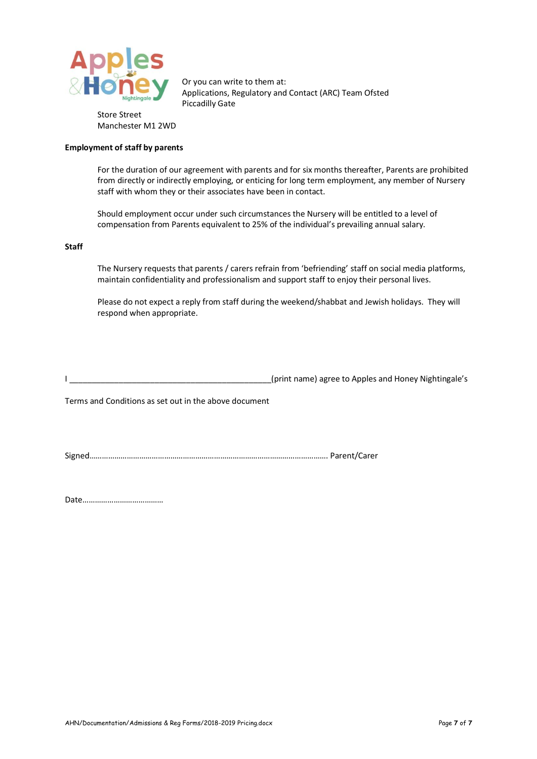Or you can write to them at:
Applications, Regulatory and Contact (ARC) Team Ofsted
Piccadilly Gate
Store Street
Manchester M1 2WD

**Employment of staff by parents**

For the duration of our agreement with parents and for six months thereafter, Parents are prohibited from directly or indirectly employing, or enticing for long term employment, any member of Nursery staff with whom they or their associates have been in contact.

Should employment occur under such circumstances the Nursery will be entitled to a level of compensation from Parents equivalent to 25% of the individual's prevailing annual salary.

**Staff**

The Nursery requests that parents / carers refrain from 'befriending' staff on social media platforms, maintain confidentiality and professionalism and support staff to enjoy their personal lives.

Please do not expect a reply from staff during the weekend/shabbat and Jewish holidays. They will respond when appropriate.

I _______________________________________________(print name) agree to Apples and Honey Nightingale's Terms and Conditions as set out in the above document

Signed………………………………………………………………………………………………… Parent/Carer

Date…………………………………